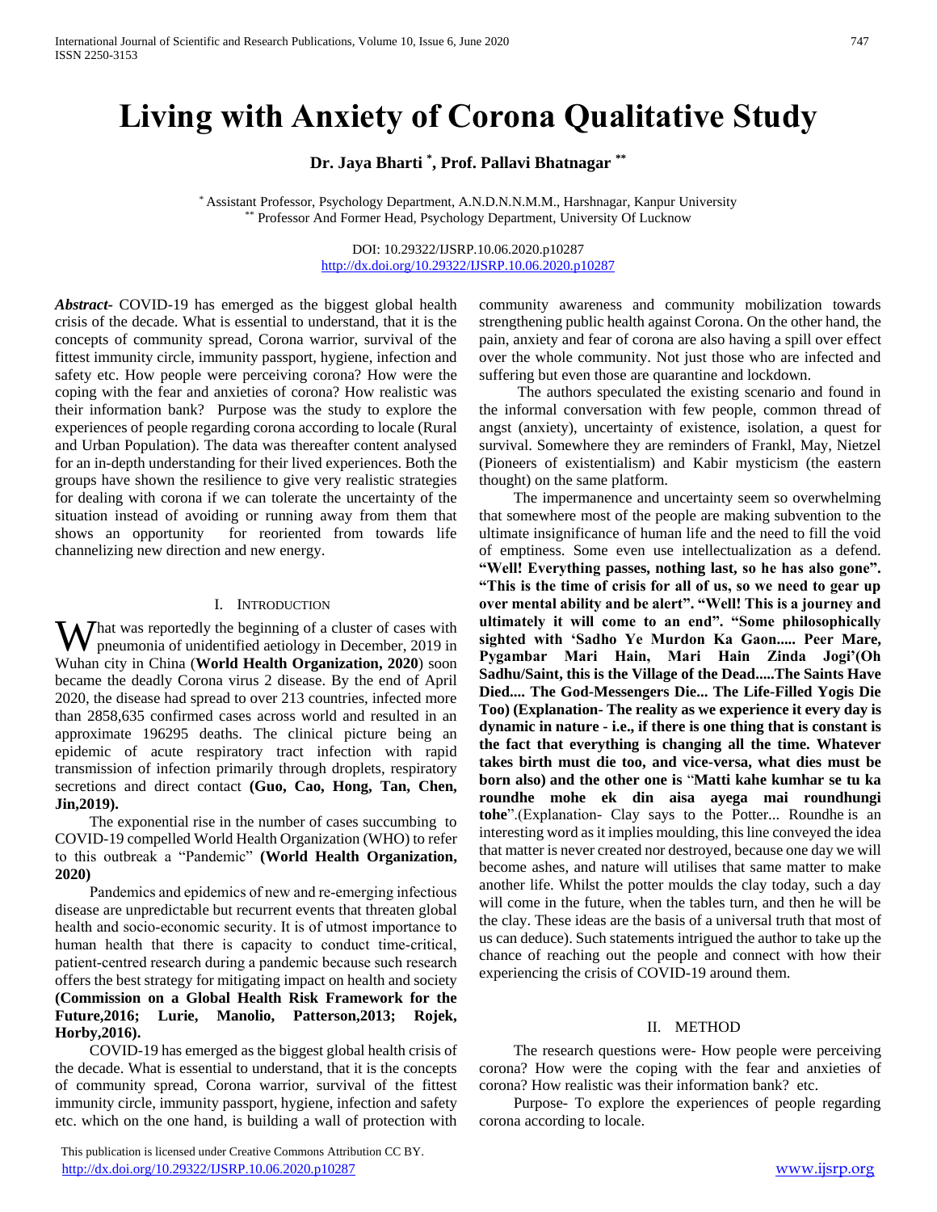# Living with Anxiety of Corona Qualitative Study

**Dr. Jaya Bharti [*], Prof. Pallavi Bhatnagar [**]**

[*] Assistant Professor, Psychology Department, A.N.D.N.N.M.M., Harshnagar, Kanpur University
[**] Professor And Former Head, Psychology Department, University Of Lucknow

DOI: 10.29322/IJSRP.10.06.2020.p10287
http://dx.doi.org/10.29322/IJSRP.10.06.2020.p10287

***Abstract-*** COVID-19 has emerged as the biggest global health crisis of the decade. What is essential to understand, that it is the concepts of community spread, Corona warrior, survival of the fittest immunity circle, immunity passport, hygiene, infection and safety etc. How people were perceiving corona? How were the coping with the fear and anxieties of corona? How realistic was their information bank? Purpose was the study to explore the experiences of people regarding corona according to locale (Rural and Urban Population). The data was thereafter content analysed for an in-depth understanding for their lived experiences. Both the groups have shown the resilience to give very realistic strategies for dealing with corona if we can tolerate the uncertainty of the situation instead of avoiding or running away from them that shows an opportunity for reoriented from towards life channelizing new direction and new energy.

## I. Introduction

What was reportedly the beginning of a cluster of cases with pneumonia of unidentified aetiology in December, 2019 in Wuhan city in China (**World Health Organization, 2020**) soon became the deadly Corona virus 2 disease. By the end of April 2020, the disease had spread to over 213 countries, infected more than 2858,635 confirmed cases across world and resulted in an approximate 196295 deaths. The clinical picture being an epidemic of acute respiratory tract infection with rapid transmission of infection primarily through droplets, respiratory secretions and direct contact **(Guo, Cao, Hong, Tan, Chen, Jin,2019).**

The exponential rise in the number of cases succumbing to COVID-19 compelled World Health Organization (WHO) to refer to this outbreak a "Pandemic" **(World Health Organization, 2020)**

Pandemics and epidemics of new and re-emerging infectious disease are unpredictable but recurrent events that threaten global health and socio-economic security. It is of utmost importance to human health that there is capacity to conduct time-critical, patient-centred research during a pandemic because such research offers the best strategy for mitigating impact on health and society **(Commission on a Global Health Risk Framework for the Future,2016; Lurie, Manolio, Patterson,2013; Rojek, Horby,2016).**

COVID-19 has emerged as the biggest global health crisis of the decade. What is essential to understand, that it is the concepts of community spread, Corona warrior, survival of the fittest immunity circle, immunity passport, hygiene, infection and safety etc. which on the one hand, is building a wall of protection with community awareness and community mobilization towards strengthening public health against Corona. On the other hand, the pain, anxiety and fear of corona are also having a spill over effect over the whole community. Not just those who are infected and suffering but even those are quarantine and lockdown.

The authors speculated the existing scenario and found in the informal conversation with few people, common thread of angst (anxiety), uncertainty of existence, isolation, a quest for survival. Somewhere they are reminders of Frankl, May, Nietzel (Pioneers of existentialism) and Kabir mysticism (the eastern thought) on the same platform.

The impermanence and uncertainty seem so overwhelming that somewhere most of the people are making subvention to the ultimate insignificance of human life and the need to fill the void of emptiness. Some even use intellectualization as a defend. **"Well! Everything passes, nothing last, so he has also gone". "This is the time of crisis for all of us, so we need to gear up over mental ability and be alert". "Well! This is a journey and ultimately it will come to an end". "Some philosophically sighted with 'Sadho Ye Murdon Ka Gaon..... Peer Mare, Pygambar Mari Hain, Mari Hain Zinda Jogi'(Oh Sadhu/Saint, this is the Village of the Dead.....The Saints Have Died.... The God-Messengers Die... The Life-Filled Yogis Die Too) (Explanation- The reality as we experience it every day is dynamic in nature - i.e., if there is one thing that is constant is the fact that everything is changing all the time. Whatever takes birth must die too, and vice-versa, what dies must be born also) and the other one is** "**Matti kahe kumhar se tu ka roundhe mohe ek din aisa ayega mai roundhungi tohe**".(Explanation- Clay says to the Potter... Roundhe is an interesting word as it implies moulding, this line conveyed the idea that matter is never created nor destroyed, because one day we will become ashes, and nature will utilises that same matter to make another life. Whilst the potter moulds the clay today, such a day will come in the future, when the tables turn, and then he will be the clay. These ideas are the basis of a universal truth that most of us can deduce). Such statements intrigued the author to take up the chance of reaching out the people and connect with how their experiencing the crisis of COVID-19 around them.

## II. Method

The research questions were- How people were perceiving corona? How were the coping with the fear and anxieties of corona? How realistic was their information bank? etc.

Purpose- To explore the experiences of people regarding corona according to locale.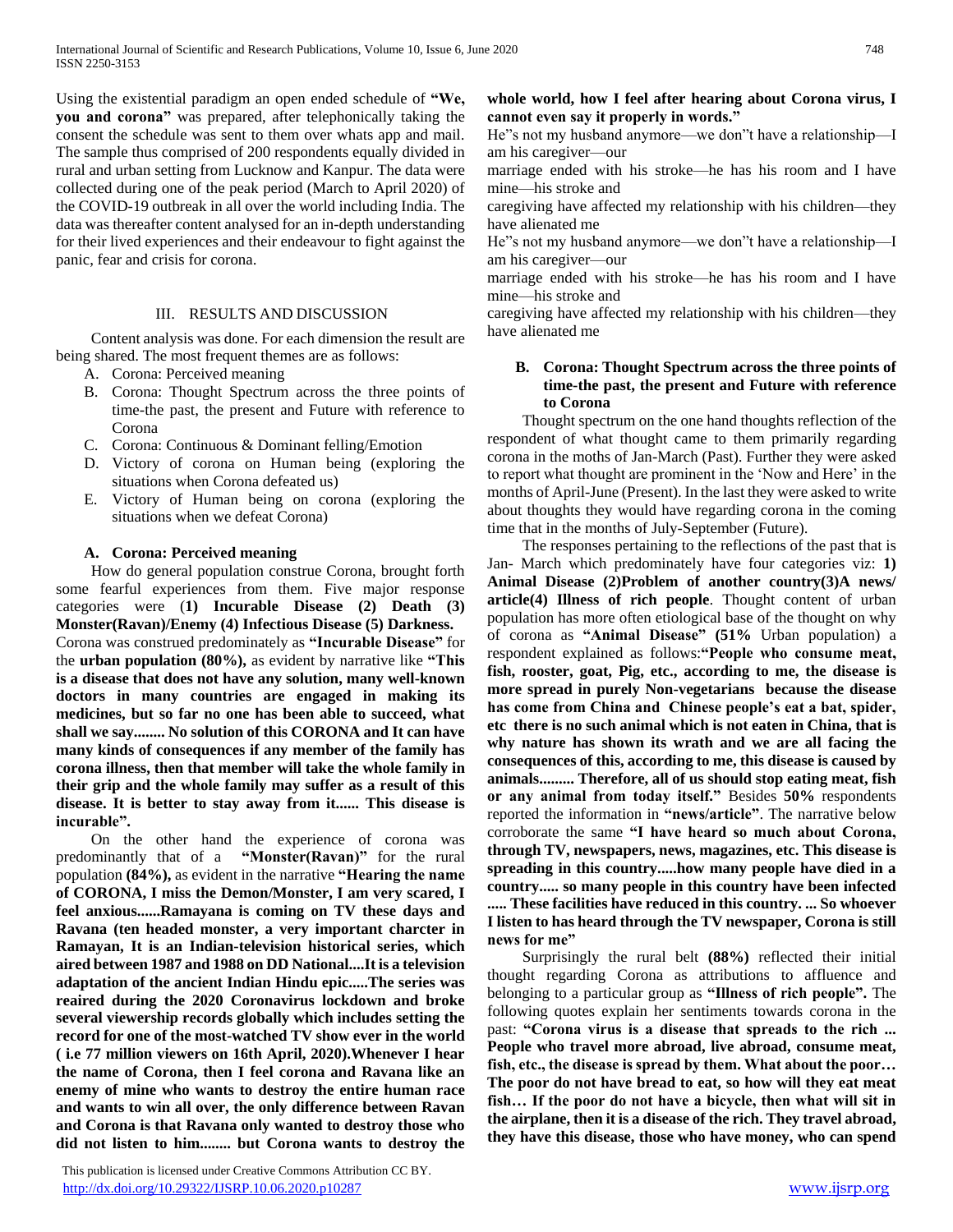Using the existential paradigm an open ended schedule of **"We, you and corona"** was prepared, after telephonically taking the consent the schedule was sent to them over whats app and mail. The sample thus comprised of 200 respondents equally divided in rural and urban setting from Lucknow and Kanpur. The data were collected during one of the peak period (March to April 2020) of the COVID-19 outbreak in all over the world including India. The data was thereafter content analysed for an in-depth understanding for their lived experiences and their endeavour to fight against the panic, fear and crisis for corona.

## III. RESULTS AND DISCUSSION

Content analysis was done. For each dimension the result are being shared. The most frequent themes are as follows:

A. Corona: Perceived meaning
B. Corona: Thought Spectrum across the three points of time-the past, the present and Future with reference to Corona
C. Corona: Continuous & Dominant felling/Emotion
D. Victory of corona on Human being (exploring the situations when Corona defeated us)
E. Victory of Human being on corona (exploring the situations when we defeat Corona)

### A. Corona: Perceived meaning

How do general population construe Corona, brought forth some fearful experiences from them. Five major response categories were (**1) Incurable Disease (2) Death (3) Monster(Ravan)/Enemy (4) Infectious Disease (5) Darkness.**

Corona was construed predominately as **"Incurable Disease"** for the **urban population (80%),** as evident by narrative like **"This is a disease that does not have any solution, many well-known doctors in many countries are engaged in making its medicines, but so far no one has been able to succeed, what shall we say........ No solution of this CORONA and It can have many kinds of consequences if any member of the family has corona illness, then that member will take the whole family in their grip and the whole family may suffer as a result of this disease. It is better to stay away from it...... This disease is incurable".**

On the other hand the experience of corona was predominantly that of a **"Monster(Ravan)"** for the rural population **(84%),** as evident in the narrative **"Hearing the name of CORONA, I miss the Demon/Monster, I am very scared, I feel anxious......Ramayana is coming on TV these days and Ravana (ten headed monster, a very important charcter in Ramayan, It is an Indian-television historical series, which aired between 1987 and 1988 on DD National....It is a television adaptation of the ancient Indian Hindu epic.....The series was reaired during the 2020 Coronavirus lockdown and broke several viewership records globally which includes setting the record for one of the most-watched TV show ever in the world ( i.e 77 million viewers on 16th April, 2020).Whenever I hear the name of Corona, then I feel corona and Ravana like an enemy of mine who wants to destroy the entire human race and wants to win all over, the only difference between Ravan and Corona is that Ravana only wanted to destroy those who did not listen to him........ but Corona wants to destroy the whole world, how I feel after hearing about Corona virus, I cannot even say it properly in words."**

He"s not my husband anymore—we don"t have a relationship—I am his caregiver—our

marriage ended with his stroke—he has his room and I have mine—his stroke and

caregiving have affected my relationship with his children—they have alienated me

He"s not my husband anymore—we don"t have a relationship—I am his caregiver—our

marriage ended with his stroke—he has his room and I have mine—his stroke and

caregiving have affected my relationship with his children—they have alienated me

### B. Corona: Thought Spectrum across the three points of time-the past, the present and Future with reference to Corona

Thought spectrum on the one hand thoughts reflection of the respondent of what thought came to them primarily regarding corona in the moths of Jan-March (Past). Further they were asked to report what thought are prominent in the 'Now and Here' in the months of April-June (Present). In the last they were asked to write about thoughts they would have regarding corona in the coming time that in the months of July-September (Future).

The responses pertaining to the reflections of the past that is Jan- March which predominately have four categories viz: **1) Animal Disease (2)Problem of another country(3)A news/ article(4) Illness of rich people**. Thought content of urban population has more often etiological base of the thought on why of corona as **"Animal Disease" (51%** Urban population) a respondent explained as follows:**"People who consume meat, fish, rooster, goat, Pig, etc., according to me, the disease is more spread in purely Non-vegetarians because the disease has come from China and Chinese people's eat a bat, spider, etc there is no such animal which is not eaten in China, that is why nature has shown its wrath and we are all facing the consequences of this, according to me, this disease is caused by animals......... Therefore, all of us should stop eating meat, fish or any animal from today itself."** Besides **50%** respondents reported the information in **"news/article"**. The narrative below corroborate the same **"I have heard so much about Corona, through TV, newspapers, news, magazines, etc. This disease is spreading in this country.....how many people have died in a country..... so many people in this country have been infected ..... These facilities have reduced in this country. ... So whoever I listen to has heard through the TV newspaper, Corona is still news for me"**

Surprisingly the rural belt **(88%)** reflected their initial thought regarding Corona as attributions to affluence and belonging to a particular group as **"Illness of rich people".** The following quotes explain her sentiments towards corona in the past: **"Corona virus is a disease that spreads to the rich ... People who travel more abroad, live abroad, consume meat, fish, etc., the disease is spread by them. What about the poor… The poor do not have bread to eat, so how will they eat meat fish… If the poor do not have a bicycle, then what will sit in the airplane, then it is a disease of the rich. They travel abroad, they have this disease, those who have money, who can spend**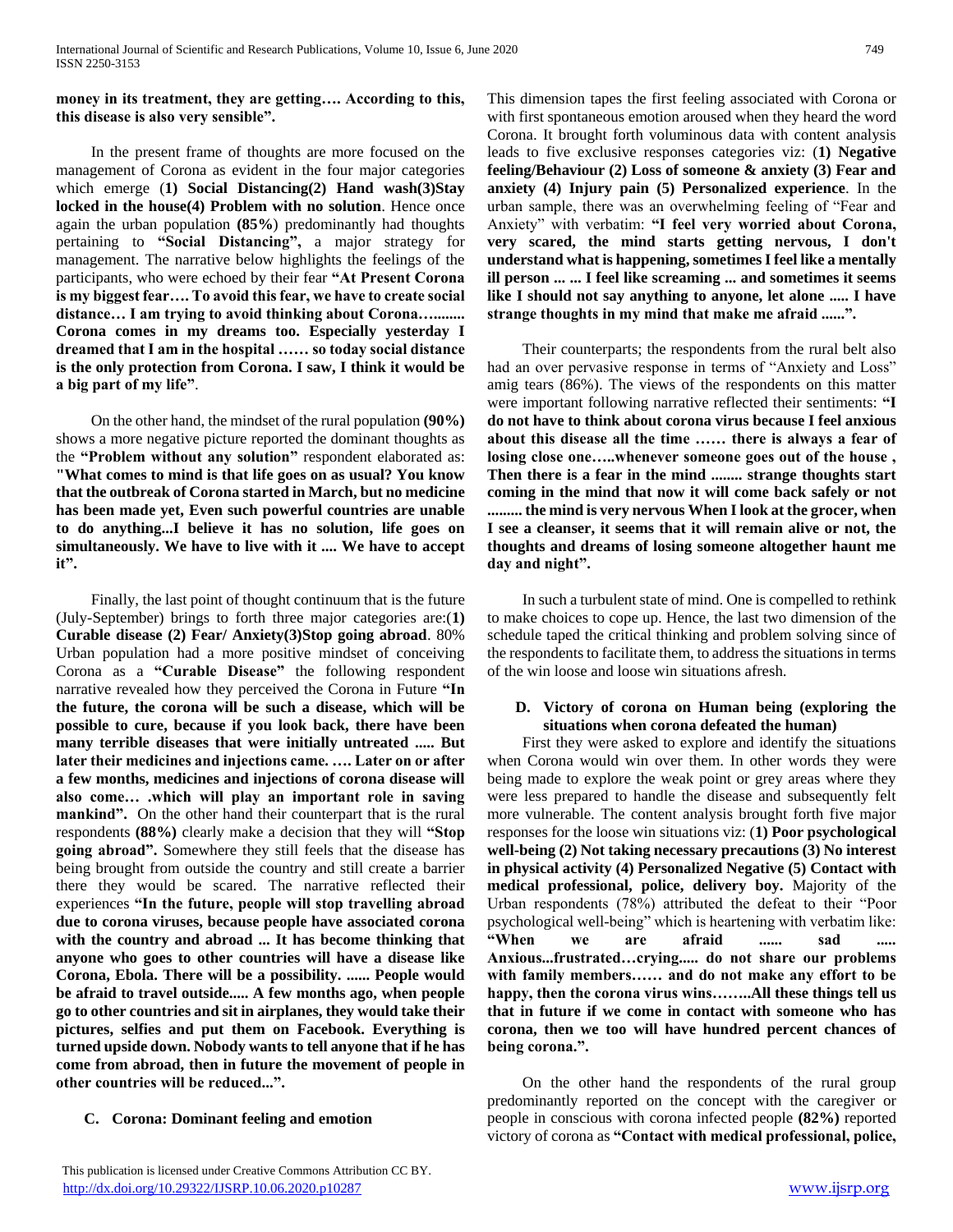**money in its treatment, they are getting…. According to this, this disease is also very sensible".**

In the present frame of thoughts are more focused on the management of Corona as evident in the four major categories which emerge (**1) Social Distancing(2) Hand wash(3)Stay locked in the house(4) Problem with no solution**. Hence once again the urban population **(85%)** predominantly had thoughts pertaining to **"Social Distancing",** a major strategy for management. The narrative below highlights the feelings of the participants, who were echoed by their fear **"At Present Corona is my biggest fear…. To avoid this fear, we have to create social distance… I am trying to avoid thinking about Corona…....... Corona comes in my dreams too. Especially yesterday I dreamed that I am in the hospital …… so today social distance is the only protection from Corona. I saw, I think it would be a big part of my life"**.

On the other hand, the mindset of the rural population **(90%)** shows a more negative picture reported the dominant thoughts as the **"Problem without any solution"** respondent elaborated as: **"What comes to mind is that life goes on as usual? You know that the outbreak of Corona started in March, but no medicine has been made yet, Even such powerful countries are unable to do anything...I believe it has no solution, life goes on simultaneously. We have to live with it .... We have to accept it".**

Finally, the last point of thought continuum that is the future (July-September) brings to forth three major categories are:(**1) Curable disease (2) Fear/ Anxiety(3)Stop going abroad**. 80% Urban population had a more positive mindset of conceiving Corona as a **"Curable Disease"** the following respondent narrative revealed how they perceived the Corona in Future **"In the future, the corona will be such a disease, which will be possible to cure, because if you look back, there have been many terrible diseases that were initially untreated ..... But later their medicines and injections came. …. Later on or after a few months, medicines and injections of corona disease will also come… .which will play an important role in saving mankind".** On the other hand their counterpart that is the rural respondents **(88%)** clearly make a decision that they will **"Stop going abroad".** Somewhere they still feels that the disease has being brought from outside the country and still create a barrier there they would be scared. The narrative reflected their experiences **"In the future, people will stop travelling abroad due to corona viruses, because people have associated corona with the country and abroad ... It has become thinking that anyone who goes to other countries will have a disease like Corona, Ebola. There will be a possibility. ...... People would be afraid to travel outside..... A few months ago, when people go to other countries and sit in airplanes, they would take their pictures, selfies and put them on Facebook. Everything is turned upside down. Nobody wants to tell anyone that if he has come from abroad, then in future the movement of people in other countries will be reduced...".**

### C. Corona: Dominant feeling and emotion

This dimension tapes the first feeling associated with Corona or with first spontaneous emotion aroused when they heard the word Corona. It brought forth voluminous data with content analysis leads to five exclusive responses categories viz: (**1) Negative feeling/Behaviour (2) Loss of someone & anxiety (3) Fear and anxiety (4) Injury pain (5) Personalized experience**. In the urban sample, there was an overwhelming feeling of "Fear and Anxiety" with verbatim: **"I feel very worried about Corona, very scared, the mind starts getting nervous, I don't understand what is happening, sometimes I feel like a mentally ill person ... ... I feel like screaming ... and sometimes it seems like I should not say anything to anyone, let alone ..... I have strange thoughts in my mind that make me afraid ......".**

Their counterparts; the respondents from the rural belt also had an over pervasive response in terms of "Anxiety and Loss" amig tears (86%). The views of the respondents on this matter were important following narrative reflected their sentiments: **"I do not have to think about corona virus because I feel anxious about this disease all the time …… there is always a fear of losing close one…..whenever someone goes out of the house , Then there is a fear in the mind ........ strange thoughts start coming in the mind that now it will come back safely or not ......... the mind is very nervous When I look at the grocer, when I see a cleanser, it seems that it will remain alive or not, the thoughts and dreams of losing someone altogether haunt me day and night".**

In such a turbulent state of mind. One is compelled to rethink to make choices to cope up. Hence, the last two dimension of the schedule taped the critical thinking and problem solving since of the respondents to facilitate them, to address the situations in terms of the win loose and loose win situations afresh.

### D. Victory of corona on Human being (exploring the situations when corona defeated the human)

First they were asked to explore and identify the situations when Corona would win over them. In other words they were being made to explore the weak point or grey areas where they were less prepared to handle the disease and subsequently felt more vulnerable. The content analysis brought forth five major responses for the loose win situations viz: (**1) Poor psychological well-being (2) Not taking necessary precautions (3) No interest in physical activity (4) Personalized Negative (5) Contact with medical professional, police, delivery boy.** Majority of the Urban respondents (78%) attributed the defeat to their "Poor psychological well-being" which is heartening with verbatim like: **"When we are afraid ...... sad ..... Anxious...frustrated…crying..... do not share our problems with family members…… and do not make any effort to be happy, then the corona virus wins……..All these things tell us that in future if we come in contact with someone who has corona, then we too will have hundred percent chances of being corona.".**

On the other hand the respondents of the rural group predominantly reported on the concept with the caregiver or people in conscious with corona infected people **(82%)** reported victory of corona as **"Contact with medical professional, police,**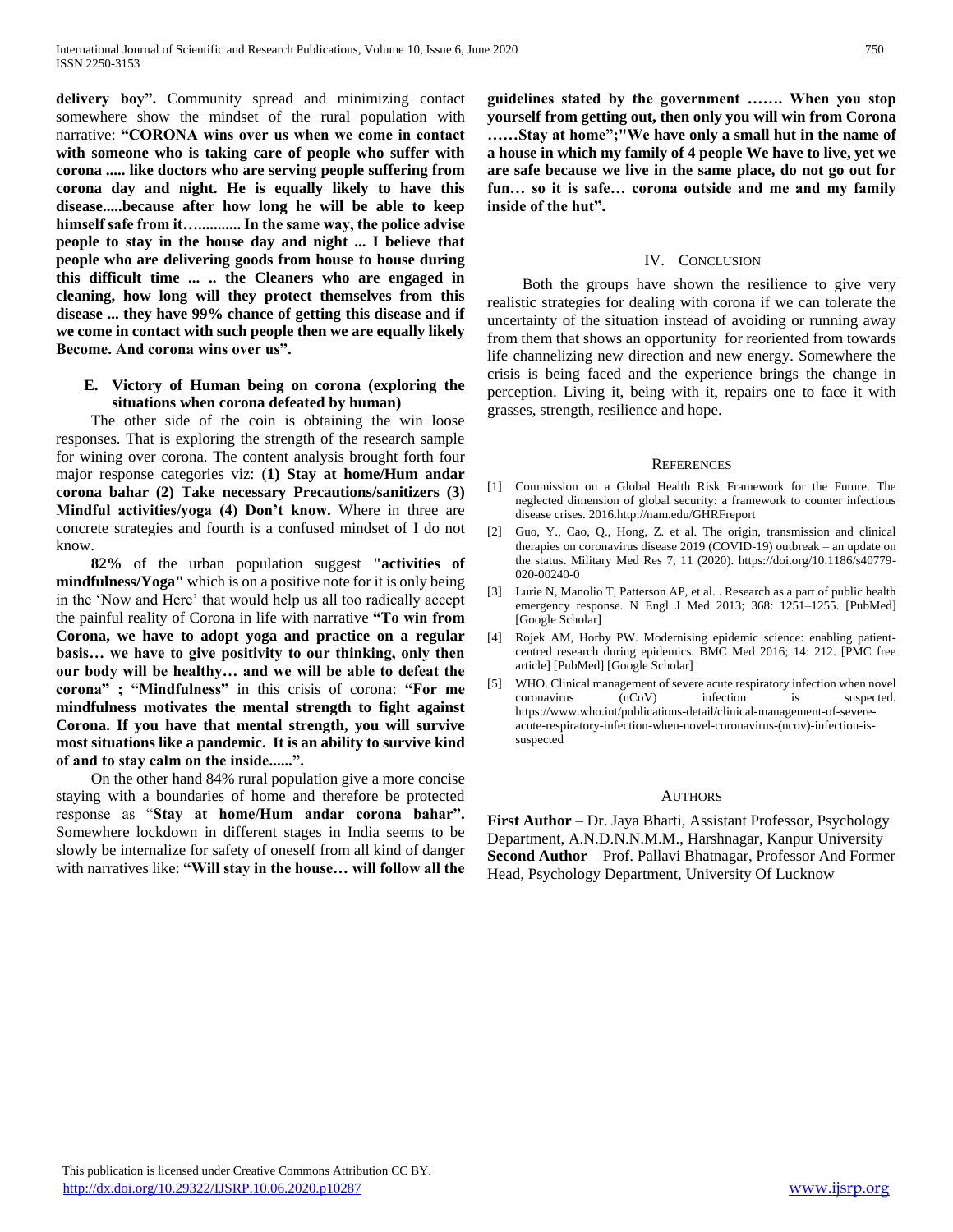**delivery boy".** Community spread and minimizing contact somewhere show the mindset of the rural population with narrative: **"CORONA wins over us when we come in contact with someone who is taking care of people who suffer with corona ..... like doctors who are serving people suffering from corona day and night. He is equally likely to have this disease.....because after how long he will be able to keep himself safe from it…........... In the same way, the police advise people to stay in the house day and night ... I believe that people who are delivering goods from house to house during this difficult time ... .. the Cleaners who are engaged in cleaning, how long will they protect themselves from this disease ... they have 99% chance of getting this disease and if we come in contact with such people then we are equally likely Become. And corona wins over us".**

### E. Victory of Human being on corona (exploring the situations when corona defeated by human)

The other side of the coin is obtaining the win loose responses. That is exploring the strength of the research sample for wining over corona. The content analysis brought forth four major response categories viz: (**1) Stay at home/Hum andar corona bahar (2) Take necessary Precautions/sanitizers (3) Mindful activities/yoga (4) Don't know.** Where in three are concrete strategies and fourth is a confused mindset of I do not know.

**82%** of the urban population suggest **"activities of mindfulness/Yoga"** which is on a positive note for it is only being in the 'Now and Here' that would help us all too radically accept the painful reality of Corona in life with narrative **"To win from Corona, we have to adopt yoga and practice on a regular basis… we have to give positivity to our thinking, only then our body will be healthy… and we will be able to defeat the corona" ; "Mindfulness"** in this crisis of corona: **"For me mindfulness motivates the mental strength to fight against Corona. If you have that mental strength, you will survive most situations like a pandemic. It is an ability to survive kind of and to stay calm on the inside......".**

On the other hand 84% rural population give a more concise staying with a boundaries of home and therefore be protected response as "**Stay at home/Hum andar corona bahar".** Somewhere lockdown in different stages in India seems to be slowly be internalize for safety of oneself from all kind of danger with narratives like: **"Will stay in the house… will follow all the guidelines stated by the government ……. When you stop yourself from getting out, then only you will win from Corona ……Stay at home";"We have only a small hut in the name of a house in which my family of 4 people We have to live, yet we are safe because we live in the same place, do not go out for fun… so it is safe… corona outside and me and my family inside of the hut".**

## IV. Conclusion

Both the groups have shown the resilience to give very realistic strategies for dealing with corona if we can tolerate the uncertainty of the situation instead of avoiding or running away from them that shows an opportunity for reoriented from towards life channelizing new direction and new energy. Somewhere the crisis is being faced and the experience brings the change in perception. Living it, being with it, repairs one to face it with grasses, strength, resilience and hope.

## References

[1] Commission on a Global Health Risk Framework for the Future. The neglected dimension of global security: a framework to counter infectious disease crises. 2016.http://nam.edu/GHRFreport

[2] Guo, Y., Cao, Q., Hong, Z. et al. The origin, transmission and clinical therapies on coronavirus disease 2019 (COVID-19) outbreak – an update on the status. Military Med Res 7, 11 (2020). https://doi.org/10.1186/s40779-020-00240-0

[3] Lurie N, Manolio T, Patterson AP, et al. . Research as a part of public health emergency response. N Engl J Med 2013; 368: 1251–1255. [PubMed] [Google Scholar]

[4] Rojek AM, Horby PW. Modernising epidemic science: enabling patient-centred research during epidemics. BMC Med 2016; 14: 212. [PMC free article] [PubMed] [Google Scholar]

[5] WHO. Clinical management of severe acute respiratory infection when novel coronavirus (nCoV) infection is suspected. https://www.who.int/publications-detail/clinical-management-of-severe-acute-respiratory-infection-when-novel-coronavirus-(ncov)-infection-is-suspected

## Authors

**First Author** – Dr. Jaya Bharti, Assistant Professor, Psychology Department, A.N.D.N.N.M.M., Harshnagar, Kanpur University
**Second Author** – Prof. Pallavi Bhatnagar, Professor And Former Head, Psychology Department, University Of Lucknow

This publication is licensed under Creative Commons Attribution CC BY.
http://dx.doi.org/10.29322/IJSRP.10.06.2020.p10287 www.ijsrp.org